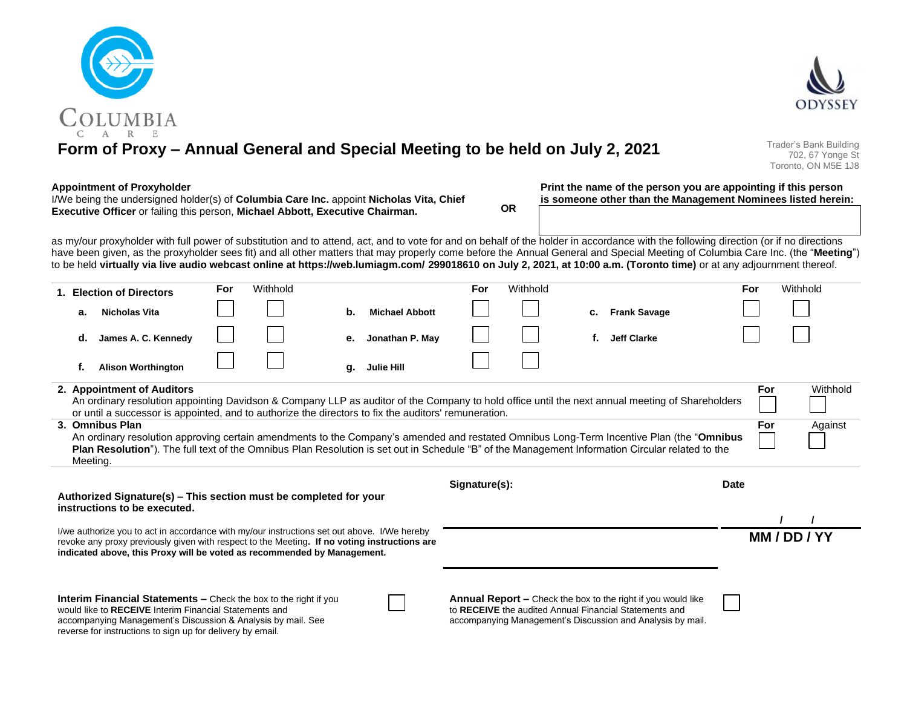COLUMBIA CARE

ODYSSEY

# Form of Proxy – Annual General and Special Meeting to be held on July 2, 2021

Trader's Bank Building
702, 67 Yonge St
Toronto, ON M5E 1J8

**Appointment of Proxyholder**
I/We being the undersigned holder(s) of **Columbia Care Inc.** appoint **Nicholas Vita, Chief Executive Officer** or failing this person, **Michael Abbott, Executive Chairman.**

**OR**

**Print the name of the person you are appointing if this person is someone other than the Management Nominees listed herein:**

as my/our proxyholder with full power of substitution and to attend, act, and to vote for and on behalf of the holder in accordance with the following direction (or if no directions have been given, as the proxyholder sees fit) and all other matters that may properly come before the Annual General and Special Meeting of Columbia Care Inc. (the "**Meeting**") to be held **virtually via live audio webcast online at https://web.lumiagm.com/ 299018610 on July 2, 2021, at 10:00 a.m. (Toronto time)** or at any adjournment thereof.

**1. Election of Directors**

| | For | Withhold | | For | Withhold | | For | Withhold |
|---|---|---|---|---|---|---|---|---|
| **a. Nicholas Vita** | ☐ | ☐ | **b. Michael Abbott** | ☐ | ☐ | **c. Frank Savage** | ☐ | ☐ |
| **d. James A. C. Kennedy** | ☐ | ☐ | **e. Jonathan P. May** | ☐ | ☐ | **f. Jeff Clarke** | ☐ | ☐ |
| **f. Alison Worthington** | ☐ | ☐ | **g. Julie Hill** | ☐ | ☐ | | | |

**2. Appointment of Auditors** — For ☐ Withhold ☐
An ordinary resolution appointing Davidson & Company LLP as auditor of the Company to hold office until the next annual meeting of Shareholders or until a successor is appointed, and to authorize the directors to fix the auditors' remuneration.

**3. Omnibus Plan** — For ☐ Against ☐
An ordinary resolution approving certain amendments to the Company's amended and restated Omnibus Long-Term Incentive Plan (the "**Omnibus Plan Resolution**"). The full text of the Omnibus Plan Resolution is set out in Schedule "B" of the Management Information Circular related to the Meeting.

**Authorized Signature(s) – This section must be completed for your instructions to be executed.**

I/we authorize you to act in accordance with my/our instructions set out above. I/We hereby revoke any proxy previously given with respect to the Meeting**. If no voting instructions are indicated above, this Proxy will be voted as recommended by Management.**

**Signature(s):**

**Date**

/ /
**MM / DD / YY**

**Interim Financial Statements –** Check the box to the right if you would like to **RECEIVE** Interim Financial Statements and accompanying Management's Discussion & Analysis by mail. See reverse for instructions to sign up for delivery by email. ☐

**Annual Report –** Check the box to the right if you would like to **RECEIVE** the audited Annual Financial Statements and accompanying Management's Discussion and Analysis by mail. ☐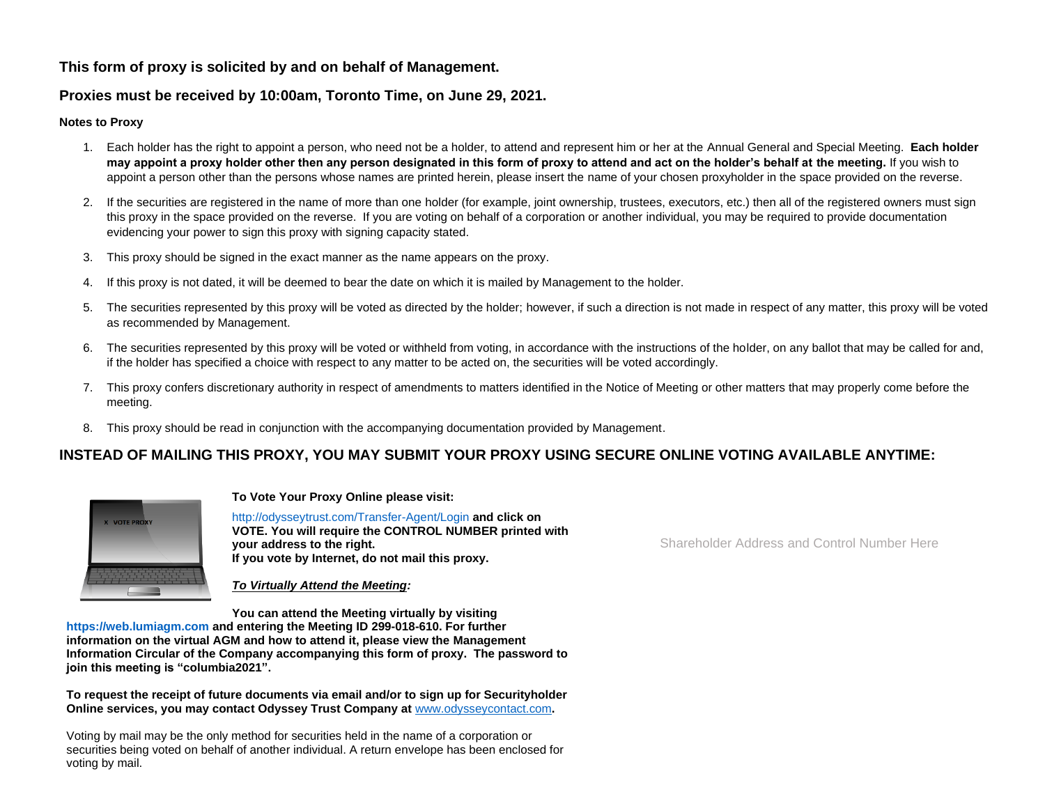**This form of proxy is solicited by and on behalf of Management.**

**Proxies must be received by 10:00am, Toronto Time, on June 29, 2021.**

**Notes to Proxy**

1. Each holder has the right to appoint a person, who need not be a holder, to attend and represent him or her at the Annual General and Special Meeting. **Each holder may appoint a proxy holder other then any person designated in this form of proxy to attend and act on the holder's behalf at the meeting.** If you wish to appoint a person other than the persons whose names are printed herein, please insert the name of your chosen proxyholder in the space provided on the reverse.
2. If the securities are registered in the name of more than one holder (for example, joint ownership, trustees, executors, etc.) then all of the registered owners must sign this proxy in the space provided on the reverse. If you are voting on behalf of a corporation or another individual, you may be required to provide documentation evidencing your power to sign this proxy with signing capacity stated.
3. This proxy should be signed in the exact manner as the name appears on the proxy.
4. If this proxy is not dated, it will be deemed to bear the date on which it is mailed by Management to the holder.
5. The securities represented by this proxy will be voted as directed by the holder; however, if such a direction is not made in respect of any matter, this proxy will be voted as recommended by Management.
6. The securities represented by this proxy will be voted or withheld from voting, in accordance with the instructions of the holder, on any ballot that may be called for and, if the holder has specified a choice with respect to any matter to be acted on, the securities will be voted accordingly.
7. This proxy confers discretionary authority in respect of amendments to matters identified in the Notice of Meeting or other matters that may properly come before the meeting.
8. This proxy should be read in conjunction with the accompanying documentation provided by Management.

## INSTEAD OF MAILING THIS PROXY, YOU MAY SUBMIT YOUR PROXY USING SECURE ONLINE VOTING AVAILABLE ANYTIME:

X VOTE PROXY

**To Vote Your Proxy Online please visit:**

http://odysseytrust.com/Transfer-Agent/Login **and click on VOTE. You will require the CONTROL NUMBER printed with your address to the right.**
**If you vote by Internet, do not mail this proxy.**

Shareholder Address and Control Number Here

***To Virtually Attend the Meeting:***

**You can attend the Meeting virtually by visiting https://web.lumiagm.com and entering the Meeting ID 299-018-610. For further information on the virtual AGM and how to attend it, please view the Management Information Circular of the Company accompanying this form of proxy. The password to join this meeting is "columbia2021".**

**To request the receipt of future documents via email and/or to sign up for Securityholder Online services, you may contact Odyssey Trust Company at www.odysseycontact.com.**

Voting by mail may be the only method for securities held in the name of a corporation or securities being voted on behalf of another individual. A return envelope has been enclosed for voting by mail.